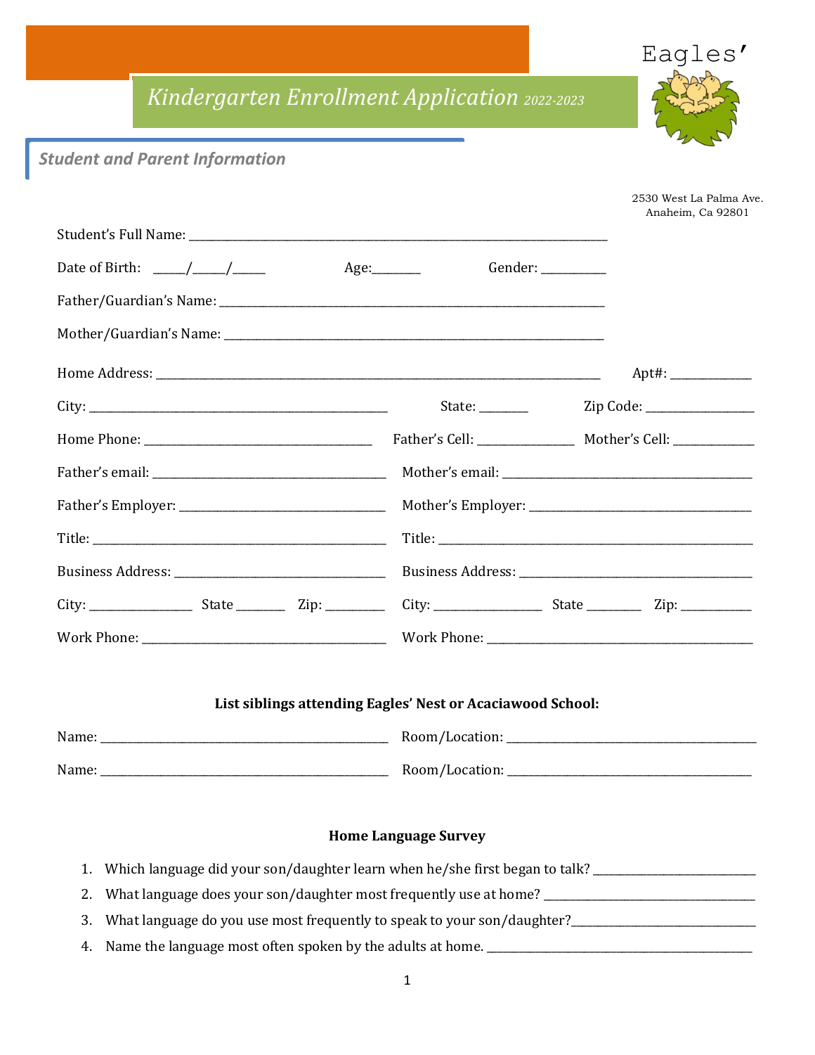# *Kindergarten Enrollment Application* *2022-2023*

Eagles'

## *Student and Parent Information*

2530 West La Palma Ave.
Anaheim, Ca 92801

Student's Full Name: ______________________________________________________________________

Date of Birth: _____/_____/_____ Age:________ Gender: __________

Father/Guardian's Name: ________________________________________________________________

Mother/Guardian's Name: ________________________________________________________________

Home Address: ___________________________________________________________________ Apt#: _____________

City: ______________________________________________ State: ________ Zip Code: _________________

Home Phone: ___________________________________ Father's Cell: _______________ Mother's Cell: _____________

Father's email: ______________________________________ Mother's email: _________________________________________

Father's Employer: _________________________________ Mother's Employer: ____________________________________

Title: ______________________________________________ Title: ___________________________________________________

Business Address: ___________________________________ Business Address: ______________________________________

City: ________________ State ________ Zip: _________ City: __________________ State _________ Zip: ____________

Work Phone: ________________________________________ Work Phone: __________________________________________

**List siblings attending Eagles' Nest or Acaciawood School:**

Name: ______________________________________________ Room/Location: _________________________________________

Name: ______________________________________________ Room/Location: _________________________________________

**Home Language Survey**

1. Which language did your son/daughter learn when he/she first began to talk? ___________________________
2. What language does your son/daughter most frequently use at home? __________________________________
3. What language do you use most frequently to speak to your son/daughter?______________________________
4. Name the language most often spoken by the adults at home. ___________________________________________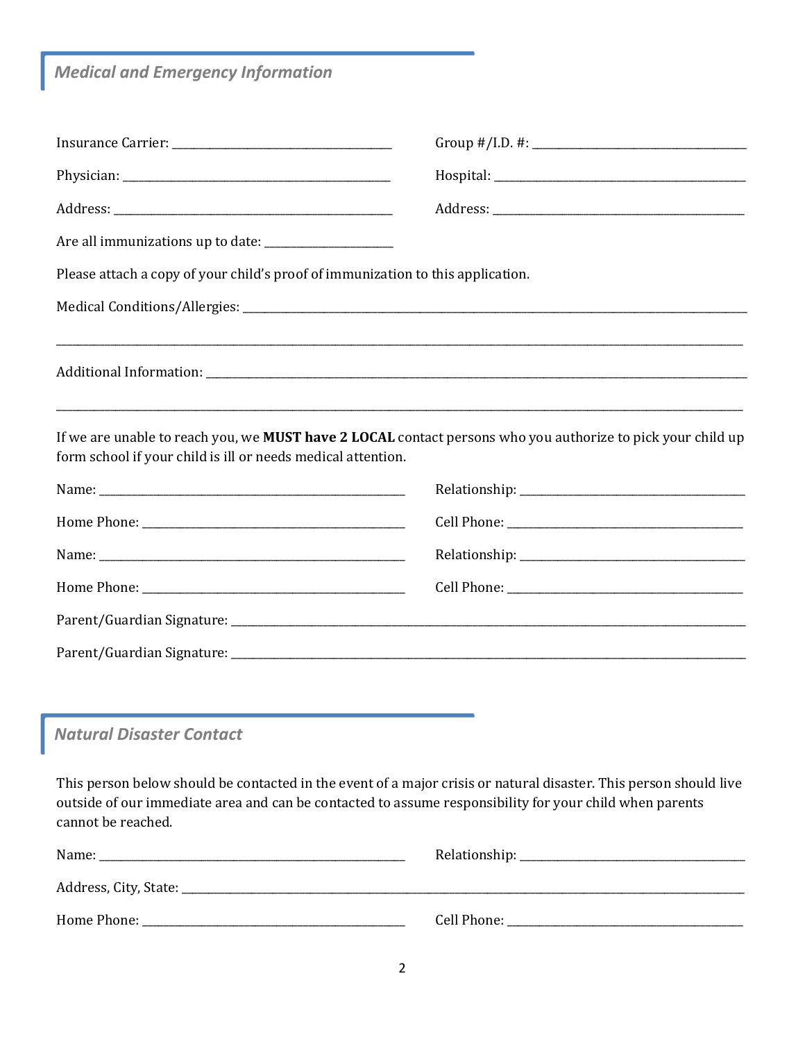## *Medical and Emergency Information*

Insurance Carrier: ______________________________ Group #/I.D. #: ______________________________

Physician: ______________________________ Hospital: ______________________________

Address: ______________________________ Address: ______________________________

Are all immunizations up to date: ________________

Please attach a copy of your child's proof of immunization to this application.

Medical Conditions/Allergies: ________________________________________________________________

__________________________________________________________________________________________

Additional Information: ______________________________________________________________________

__________________________________________________________________________________________

If we are unable to reach you, we **MUST have 2 LOCAL** contact persons who you authorize to pick your child up form school if your child is ill or needs medical attention.

Name: ______________________________ Relationship: ______________________________

Home Phone: ______________________________ Cell Phone: ______________________________

Name: ______________________________ Relationship: ______________________________

Home Phone: ______________________________ Cell Phone: ______________________________

Parent/Guardian Signature: ____________________________________________________________

Parent/Guardian Signature: ____________________________________________________________

## *Natural Disaster Contact*

This person below should be contacted in the event of a major crisis or natural disaster. This person should live outside of our immediate area and can be contacted to assume responsibility for your child when parents cannot be reached.

Name: ______________________________ Relationship: ______________________________

Address, City, State: ________________________________________________________________

Home Phone: ______________________________ Cell Phone: ______________________________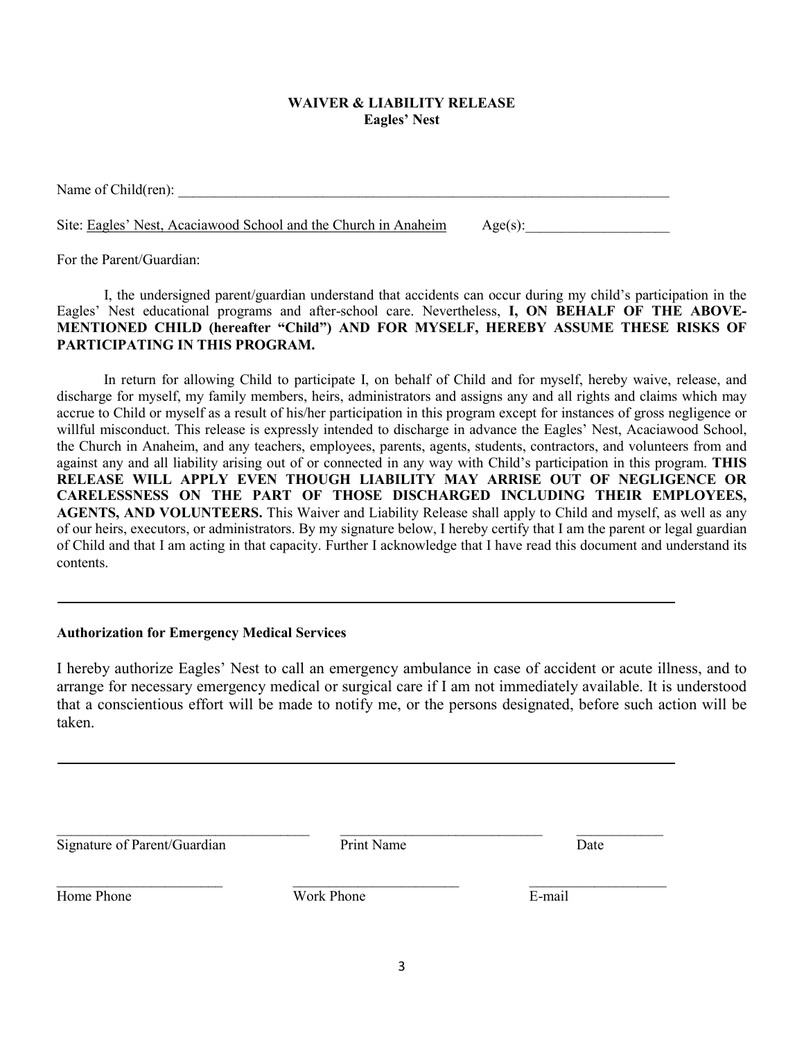**WAIVER & LIABILITY RELEASE**
**Eagles' Nest**

Name of Child(ren): ___________________________________________________________________________

Site: Eagles' Nest, Acaciawood School and the Church in Anaheim Age(s):____________________

For the Parent/Guardian:

I, the undersigned parent/guardian understand that accidents can occur during my child's participation in the Eagles' Nest educational programs and after-school care. Nevertheless, **I, ON BEHALF OF THE ABOVE-MENTIONED CHILD (hereafter "Child") AND FOR MYSELF, HEREBY ASSUME THESE RISKS OF PARTICIPATING IN THIS PROGRAM.**

In return for allowing Child to participate I, on behalf of Child and for myself, hereby waive, release, and discharge for myself, my family members, heirs, administrators and assigns any and all rights and claims which may accrue to Child or myself as a result of his/her participation in this program except for instances of gross negligence or willful misconduct. This release is expressly intended to discharge in advance the Eagles' Nest, Acaciawood School, the Church in Anaheim, and any teachers, employees, parents, agents, students, contractors, and volunteers from and against any and all liability arising out of or connected in any way with Child's participation in this program. **THIS RELEASE WILL APPLY EVEN THOUGH LIABILITY MAY ARRISE OUT OF NEGLIGENCE OR CARELESSNESS ON THE PART OF THOSE DISCHARGED INCLUDING THEIR EMPLOYEES, AGENTS, AND VOLUNTEERS.** This Waiver and Liability Release shall apply to Child and myself, as well as any of our heirs, executors, or administrators. By my signature below, I hereby certify that I am the parent or legal guardian of Child and that I am acting in that capacity. Further I acknowledge that I have read this document and understand its contents.

---

**Authorization for Emergency Medical Services**

I hereby authorize Eagles' Nest to call an emergency ambulance in case of accident or acute illness, and to arrange for necessary emergency medical or surgical care if I am not immediately available. It is understood that a conscientious effort will be made to notify me, or the persons designated, before such action will be taken.

---

____________________________________ _____________________________ _____________
Signature of Parent/Guardian Print Name Date

________________________ ________________________ ____________________
Home Phone Work Phone E-mail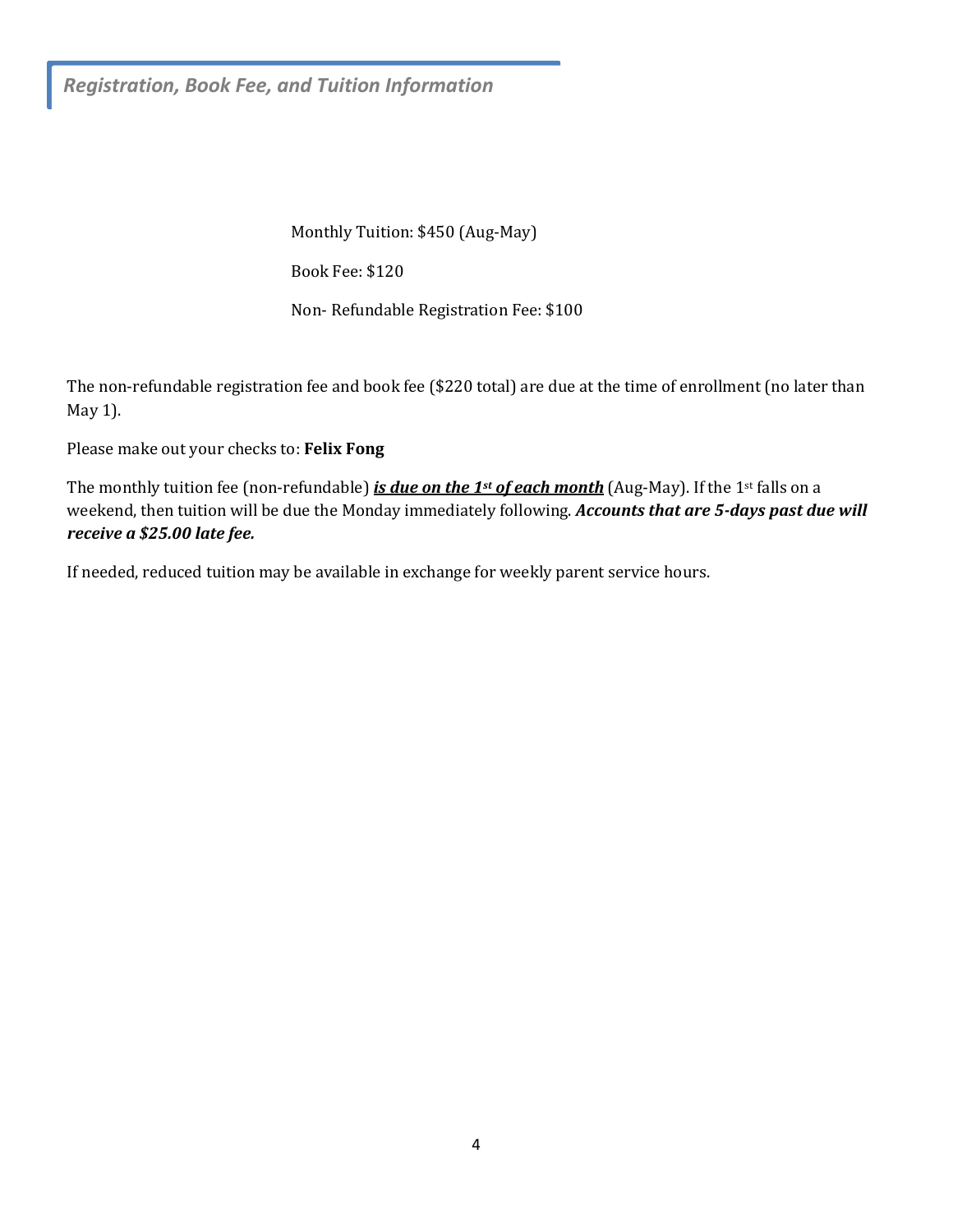## *Registration, Book Fee, and Tuition Information*

Monthly Tuition: $450 (Aug-May)

Book Fee: $120

Non- Refundable Registration Fee: $100

The non-refundable registration fee and book fee ($220 total) are due at the time of enrollment (no later than May 1).

Please make out your checks to: **Felix Fong**

The monthly tuition fee (non-refundable) ***<u>is due on the 1st of each month</u>*** (Aug-May). If the 1st falls on a weekend, then tuition will be due the Monday immediately following. ***Accounts that are 5-days past due will receive a $25.00 late fee.***

If needed, reduced tuition may be available in exchange for weekly parent service hours.